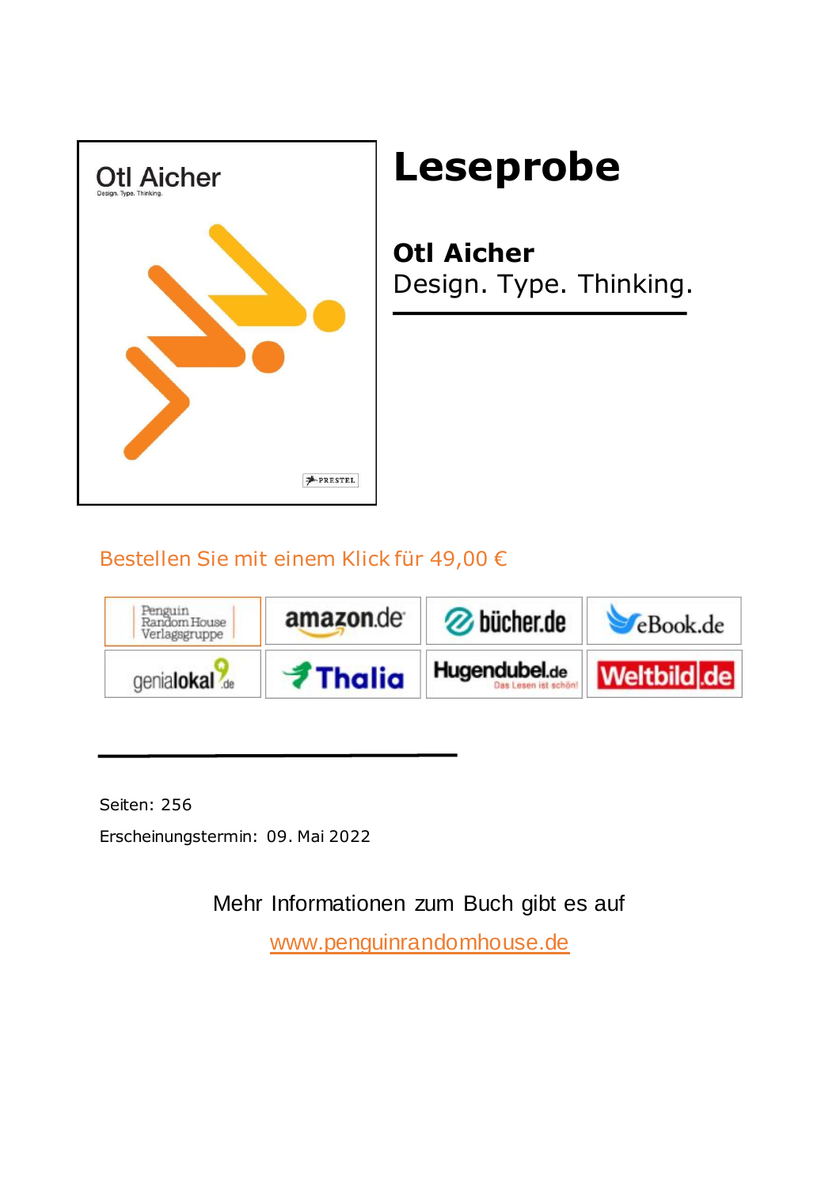# Leseprobe

**Otl Aicher**
Design. Type. Thinking.

Bestellen Sie mit einem Klick für 49,00 €

| | | | |
|---|---|---|---|
| Penguin Random House Verlagsgruppe | amazon.de | bücher.de | eBook.de |
| genialokal.de | Thalia | Hugendubel.de | Weltbild.de |

Seiten: 256

Erscheinungstermin: 09. Mai 2022

Mehr Informationen zum Buch gibt es auf

www.penguinrandomhouse.de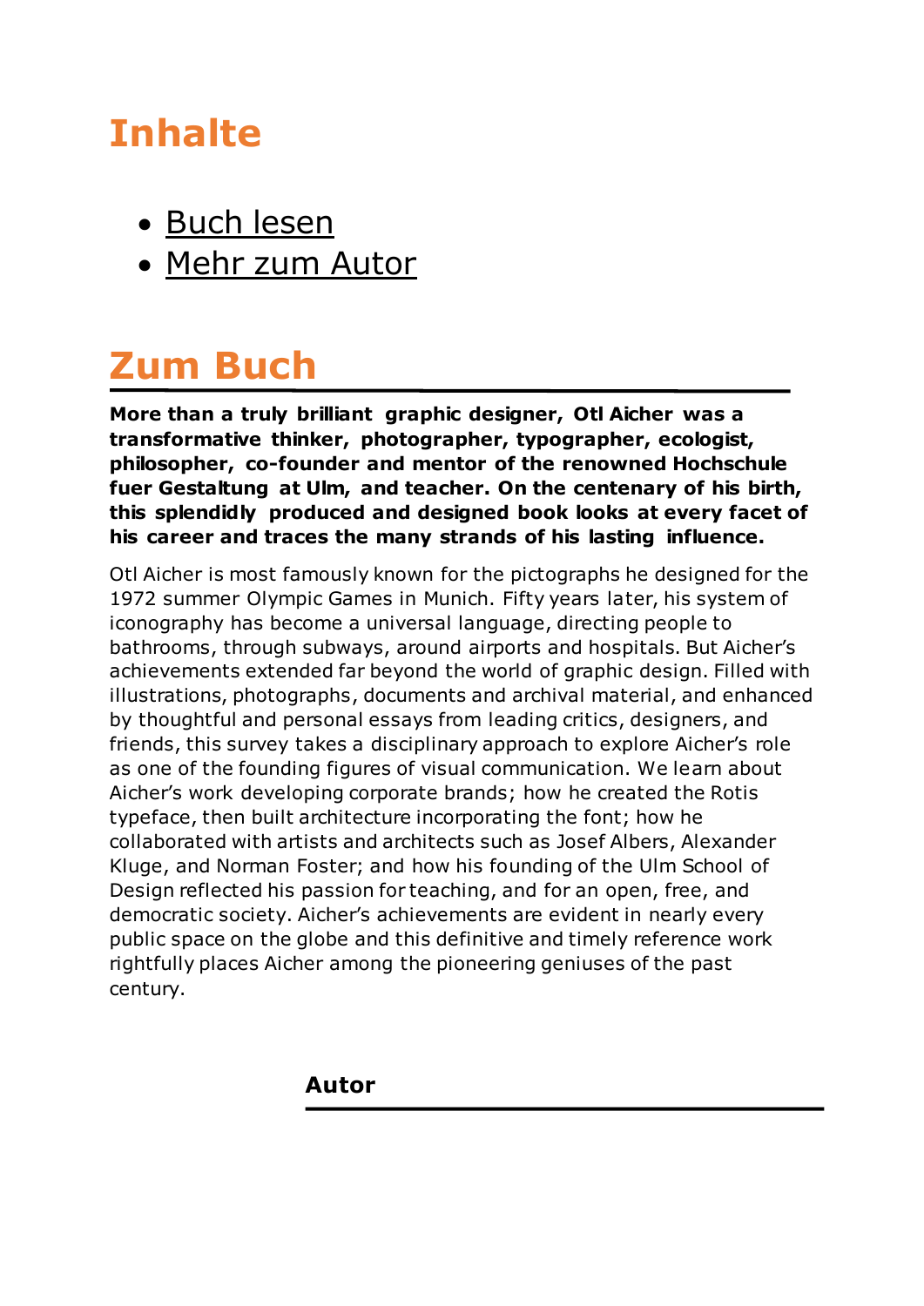# Inhalte

- Buch lesen
- Mehr zum Autor

# Zum Buch

**More than a truly brilliant graphic designer, Otl Aicher was a transformative thinker, photographer, typographer, ecologist, philosopher, co-founder and mentor of the renowned Hochschule fuer Gestaltung at Ulm, and teacher. On the centenary of his birth, this splendidly produced and designed book looks at every facet of his career and traces the many strands of his lasting influence.**

Otl Aicher is most famously known for the pictographs he designed for the 1972 summer Olympic Games in Munich. Fifty years later, his system of iconography has become a universal language, directing people to bathrooms, through subways, around airports and hospitals. But Aicher's achievements extended far beyond the world of graphic design. Filled with illustrations, photographs, documents and archival material, and enhanced by thoughtful and personal essays from leading critics, designers, and friends, this survey takes a disciplinary approach to explore Aicher's role as one of the founding figures of visual communication. We learn about Aicher's work developing corporate brands; how he created the Rotis typeface, then built architecture incorporating the font; how he collaborated with artists and architects such as Josef Albers, Alexander Kluge, and Norman Foster; and how his founding of the Ulm School of Design reflected his passion for teaching, and for an open, free, and democratic society. Aicher's achievements are evident in nearly every public space on the globe and this definitive and timely reference work rightfully places Aicher among the pioneering geniuses of the past century.

### Autor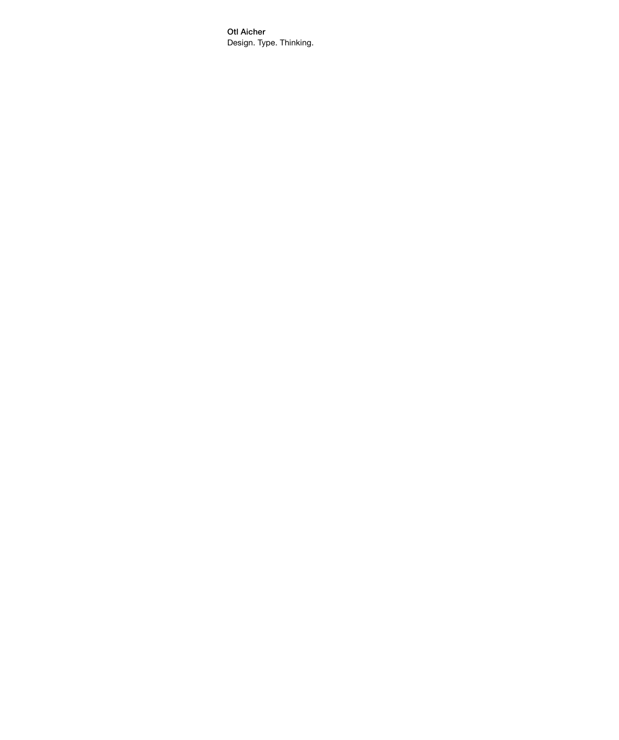**Otl Aicher**
Design. Type. Thinking.